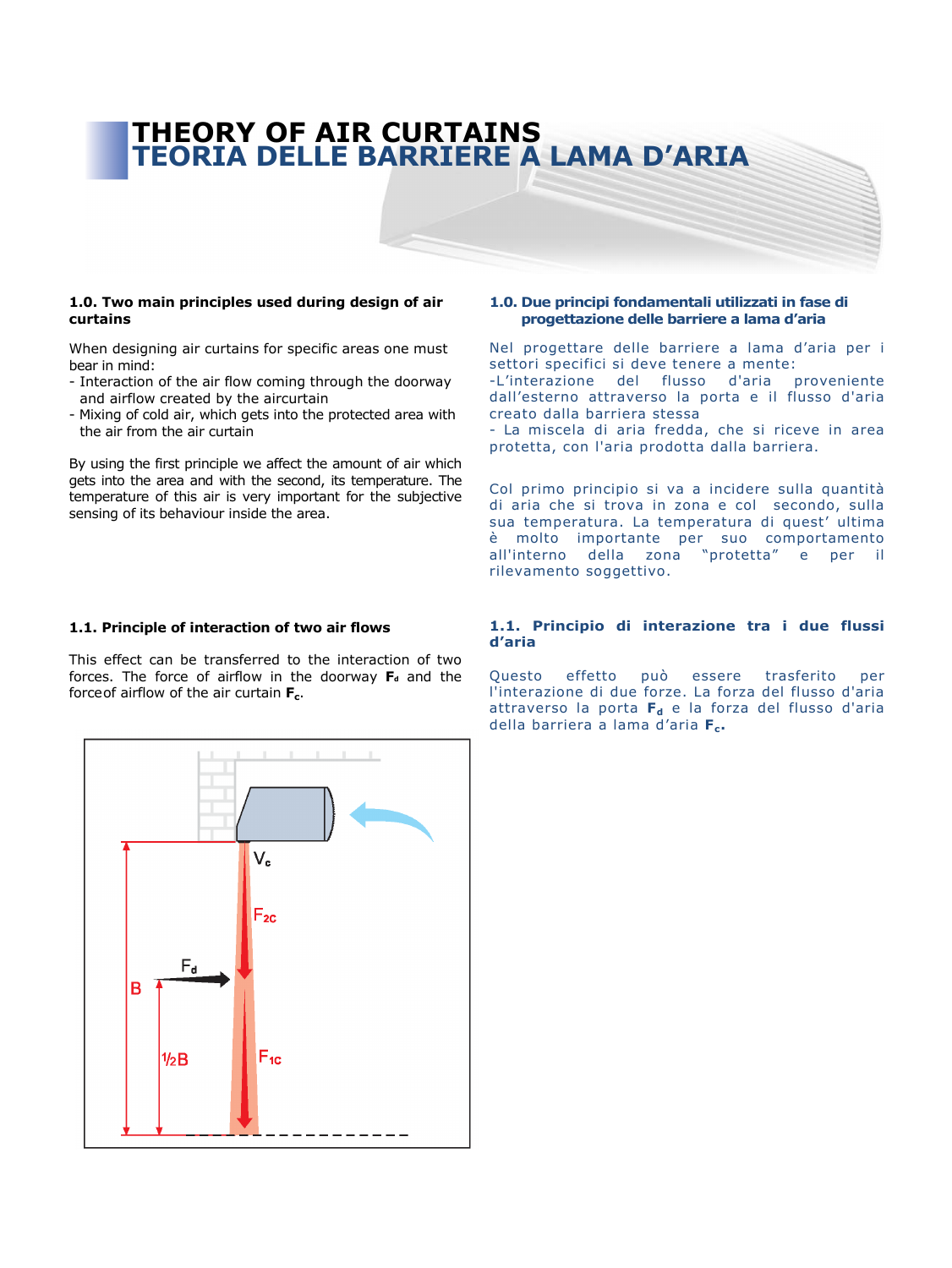# THEORY OF AIR CURTAINS
# TEORIA DELLE BARRIERE A LAMA D'ARIA

## 1.0. Two main principles used during design of air curtains

When designing air curtains for specific areas one must bear in mind:
- Interaction of the air flow coming through the doorway and airflow created by the aircurtain
- Mixing of cold air, which gets into the protected area with the air from the air curtain

By using the first principle we affect the amount of air which gets into the area and with the second, its temperature. The temperature of this air is very important for the subjective sensing of its behaviour inside the area.

## 1.0. Due principi fondamentali utilizzati in fase di progettazione delle barriere a lama d'aria

Nel progettare delle barriere a lama d'aria per i settori specifici si deve tenere a mente:
-L'interazione del flusso d'aria proveniente dall'esterno attraverso la porta e il flusso d'aria creato dalla barriera stessa
- La miscela di aria fredda, che si riceve in area protetta, con l'aria prodotta dalla barriera.

Col primo principio si va a incidere sulla quantità di aria che si trova in zona e col secondo, sulla sua temperatura. La temperatura di quest' ultima è molto importante per suo comportamento all'interno della zona "protetta" e per il rilevamento soggettivo.

### 1.1. Principle of interaction of two air flows

This effect can be transferred to the interaction of two forces. The force of airflow in the doorway $\mathbf{F_d}$ and the forceof airflow of the air curtain $\mathbf{F_c}$.

$V_c$

$F_{2C}$

$F_d$

B

½B

$F_{1C}$

### 1.1. Principio di interazione tra i due flussi d'aria

Questo effetto può essere trasferito per l'interazione di due forze. La forza del flusso d'aria attraverso la porta $\mathbf{F_d}$ e la forza del flusso d'aria della barriera a lama d'aria $\mathbf{F_c}$.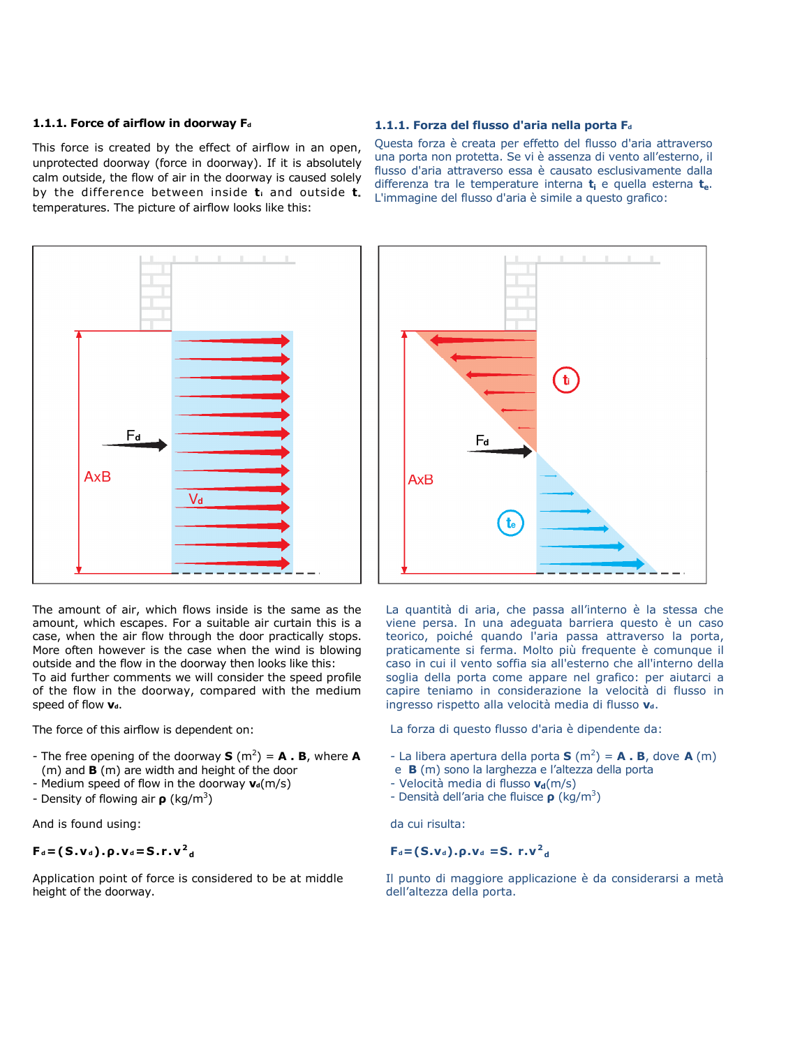### 1.1.1. Force of airflow in doorway $F_d$

This force is created by the effect of airflow in an open, unprotected doorway (force in doorway). If it is absolutely calm outside, the flow of air in the doorway is caused solely by the difference between inside $t_i$ and outside $t_e$ temperatures. The picture of airflow looks like this:

### 1.1.1. Forza del flusso d'aria nella porta $F_d$

Questa forza è creata per effetto del flusso d'aria attraverso una porta non protetta. Se vi è assenza di vento all'esterno, il flusso d'aria attraverso essa è causato esclusivamente dalla differenza tra le temperature interna $t_i$ e quella esterna $t_e$. L'immagine del flusso d'aria è simile a questo grafico:

The amount of air, which flows inside is the same as the amount, which escapes. For a suitable air curtain this is a case, when the air flow through the door practically stops. More often however is the case when the wind is blowing outside and the flow in the doorway then looks like this:
To aid further comments we will consider the speed profile of the flow in the doorway, compared with the medium speed of flow $v_d$.

The force of this airflow is dependent on:

- The free opening of the doorway **S** (m$^2$) = **A . B**, where **A** (m) and **B** (m) are width and height of the door
- Medium speed of flow in the doorway $v_d$(m/s)
- Density of flowing air **ρ** (kg/m$^3$)

And is found using:

$$F_d = (S.v_d).\rho.v_d = S.r.v^2_d$$

Application point of force is considered to be at middle height of the doorway.

La quantità di aria, che passa all'interno è la stessa che viene persa. In una adeguata barriera questo è un caso teorico, poiché quando l'aria passa attraverso la porta, praticamente si ferma. Molto più frequente è comunque il caso in cui il vento soffia sia all'esterno che all'interno della soglia della porta come appare nel grafico: per aiutarci a capire teniamo in considerazione la velocità di flusso in ingresso rispetto alla velocità media di flusso $v_d$.

La forza di questo flusso d'aria è dipendente da:

- La libera apertura della porta **S** (m$^2$) = **A . B**, dove **A** (m) e **B** (m) sono la larghezza e l'altezza della porta
- Velocità media di flusso $v_d$(m/s)
- Densità dell'aria che fluisce **ρ** (kg/m$^3$)

da cui risulta:

$$F_d = (S.v_d).\rho.v_d = S.\ r.v^2_d$$

Il punto di maggiore applicazione è da considerarsi a metà dell'altezza della porta.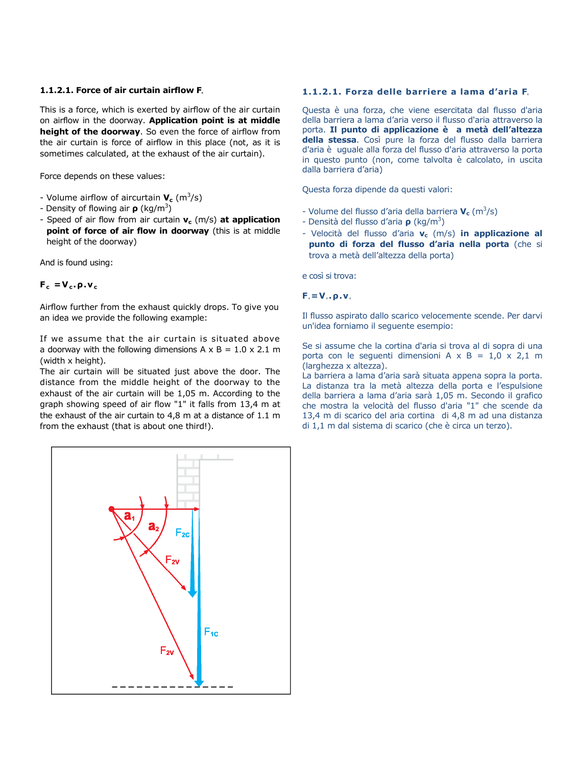### 1.1.2.1. Force of air curtain airflow $F_c$

This is a force, which is exerted by airflow of the air curtain on airflow in the doorway. **Application point is at middle height of the doorway**. So even the force of airflow from the air curtain is force of airflow in this place (not, as it is sometimes calculated, at the exhaust of the air curtain).

Force depends on these values:

- Volume airflow of aircurtain $\mathbf{V_c}$ ($m^3/s$)
- Density of flowing air $\boldsymbol{\rho}$ ($kg/m^3$)
- Speed of air flow from air curtain $\mathbf{v_c}$ (m/s) **at application point of force of air flow in doorway** (this is at middle height of the doorway)

And is found using:

$$F_c = V_c . \rho . v_c$$

Airflow further from the exhaust quickly drops. To give you an idea we provide the following example:

If we assume that the air curtain is situated above a doorway with the following dimensions A x B = 1.0 x 2.1 m (width x height).
The air curtain will be situated just above the door. The distance from the middle height of the doorway to the exhaust of the air curtain will be 1,05 m. According to the graph showing speed of air flow "1" it falls from 13,4 m at the exhaust of the air curtain to 4,8 m at a distance of 1.1 m from the exhaust (that is about one third!).

### 1.1.2.1. Forza delle barriere a lama d'aria $F_c$

Questa è una forza, che viene esercitata dal flusso d'aria della barriera a lama d'aria verso il flusso d'aria attraverso la porta. **Il punto di applicazione è a metà dell'altezza della stessa**. Così pure la forza del flusso dalla barriera d'aria è uguale alla forza del flusso d'aria attraverso la porta in questo punto (non, come talvolta è calcolato, in uscita dalla barriera d'aria)

Questa forza dipende da questi valori:

- Volume del flusso d'aria della barriera $\mathbf{V_c}$ ($m^3/s$)
- Densità del flusso d'aria $\boldsymbol{\rho}$ ($kg/m^3$)
- Velocità del flusso d'aria $\mathbf{v_c}$ (m/s) **in applicazione al punto di forza del flusso d'aria nella porta** (che si trova a metà dell'altezza della porta)

e così si trova:

$$F_c = V_c . \rho . v_c$$

Il flusso aspirato dallo scarico velocemente scende. Per darvi un'idea forniamo il seguente esempio:

Se si assume che la cortina d'aria si trova al di sopra di una porta con le seguenti dimensioni A x B = 1,0 x 2,1 m (larghezza x altezza).
La barriera a lama d'aria sarà situata appena sopra la porta. La distanza tra la metà altezza della porta e l'espulsione della barriera a lama d'aria sarà 1,05 m. Secondo il grafico che mostra la velocità del flusso d'aria "1" che scende da 13,4 m di scarico del aria cortina di 4,8 m ad una distanza di 1,1 m dal sistema di scarico (che è circa un terzo).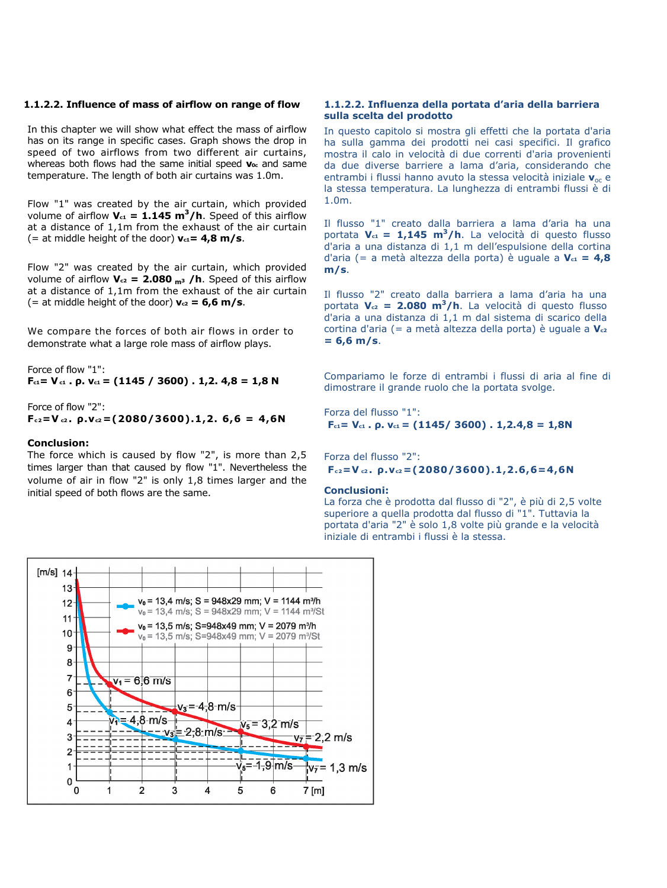### 1.1.2.2. Influence of mass of airflow on range of flow

In this chapter we will show what effect the mass of airflow has on its range in specific cases. Graph shows the drop in speed of two airflows from two different air curtains, whereas both flows had the same initial speed $\mathbf{v_{0c}}$ and same temperature. The length of both air curtains was 1.0m.

Flow "1" was created by the air curtain, which provided volume of airflow $\mathbf{V_{c1} = 1.145\ m^3/h}$. Speed of this airflow at a distance of 1,1m from the exhaust of the air curtain (= at middle height of the door) $\mathbf{v_{c1} = 4,8\ m/s}$.

Flow "2" was created by the air curtain, which provided volume of airflow $\mathbf{V_{c2} = 2.080\ m^3/h}$. Speed of this airflow at a distance of 1,1m from the exhaust of the air curtain (= at middle height of the door) $\mathbf{v_{c2} = 6,6\ m/s}$.

We compare the forces of both air flows in order to demonstrate what a large role mass of airflow plays.

Force of flow "1":

$$\mathbf{F_{c1} = V_{c1} \cdot \rho \cdot v_{c1} = (1145 / 3600) \cdot 1{,}2 \cdot 4{,}8 = 1{,}8\ N}$$

Force of flow "2":

$$\mathbf{F_{c2} = V_{c2} \cdot \rho \cdot v_{c2} = (2080/3600) \cdot 1{,}2 \cdot 6{,}6 = 4{,}6N}$$

**Conclusion:**
The force which is caused by flow "2", is more than 2,5 times larger than that caused by flow "1". Nevertheless the volume of air in flow "2" is only 1,8 times larger and the initial speed of both flows are the same.

### 1.1.2.2. Influenza della portata d'aria della barriera sulla scelta del prodotto

In questo capitolo si mostra gli effetti che la portata d'aria ha sulla gamma dei prodotti nei casi specifici. Il grafico mostra il calo in velocità di due correnti d'aria provenienti da due diverse barriere a lama d'aria, considerando che entrambi i flussi hanno avuto la stessa velocità iniziale $\mathbf{v_{oc}}$ e la stessa temperatura. La lunghezza di entrambi flussi è di 1.0m.

Il flusso "1" creato dalla barriera a lama d'aria ha una portata $\mathbf{V_{c1} = 1,145\ m^3/h}$. La velocità di questo flusso d'aria a una distanza di 1,1 m dell'espulsione della cortina d'aria (= a metà altezza della porta) è uguale a $\mathbf{V_{c1} = 4,8\ m/s}$.

Il flusso "2" creato dalla barriera a lama d'aria ha una portata $\mathbf{V_{c2} = 2.080\ m^3/h}$. La velocità di questo flusso d'aria a una distanza di 1,1 m dal sistema di scarico della cortina d'aria (= a metà altezza della porta) è uguale a $\mathbf{V_{c2} = 6,6\ m/s}$.

Compariamo le forze di entrambi i flussi di aria al fine di dimostrare il grande ruolo che la portata svolge.

Forza del flusso "1":

$$\mathbf{F_{c1} = V_{c1} \cdot \rho \cdot v_{c1} = (1145/ 3600) \cdot 1{,}2 \cdot 4{,}8 = 1{,}8N}$$

Forza del flusso "2":

$$\mathbf{F_{c2} = V_{c2} \cdot \rho \cdot v_{c2} = (2080/3600) \cdot 1{,}2 \cdot 6{,}6 = 4{,}6N}$$

**Conclusioni:**
La forza che è prodotta dal flusso di "2", è più di 2,5 volte superiore a quella prodotta dal flusso di "1". Tuttavia la portata d'aria "2" è solo 1,8 volte più grande e la velocità iniziale di entrambi i flussi è la stessa.

[m/s] vs [m]

- $v_0$ = 13,4 m/s; S = 948x29 mm; V = 1144 m³/h
  $v_0$ = 13,4 m/s; S = 948x29 mm; V = 1144 m³/St
- $v_0$ = 13,5 m/s; S=948x49 mm; V = 2079 m³/h
  $v_0$ = 13,5 m/s; S=948x49 mm; V = 2079 m³/St

Red curve: $v_1$ = 6,6 m/s; $v_3$ = 4,8 m/s; $v_5$ = 3,2 m/s; $v_7$ = 2,2 m/s

Blue curve: $v_1$ = 4,8 m/s; $v_3$ = 2,8 m/s; $v_5$ = 1,9 m/s; $v_7$ = 1,3 m/s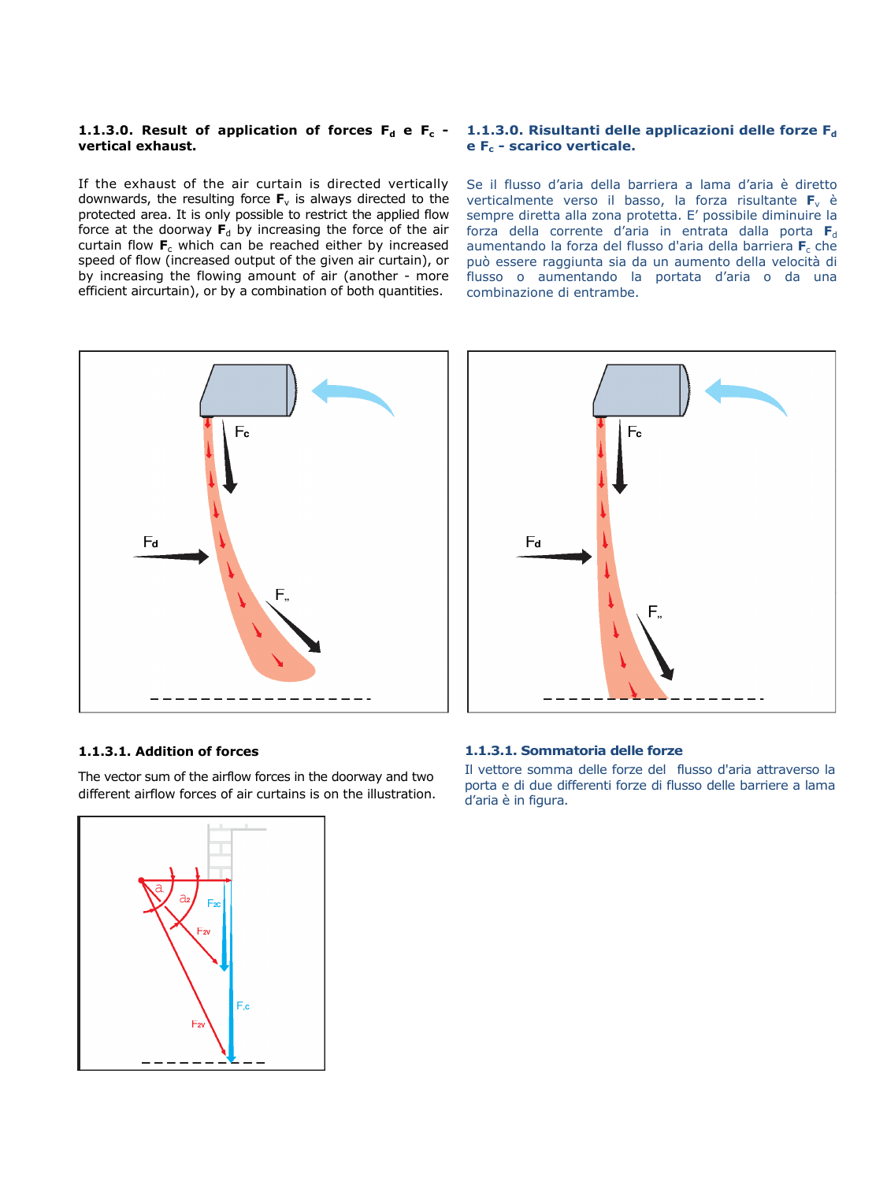### 1.1.3.0. Result of application of forces $F_d$ e $F_c$ - vertical exhaust.

If the exhaust of the air curtain is directed vertically downwards, the resulting force $\mathbf{F}_v$ is always directed to the protected area. It is only possible to restrict the applied flow force at the doorway $\mathbf{F}_d$ by increasing the force of the air curtain flow $\mathbf{F}_c$ which can be reached either by increased speed of flow (increased output of the given air curtain), or by increasing the flowing amount of air (another - more efficient aircurtain), or by a combination of both quantities.

### 1.1.3.0. Risultanti delle applicazioni delle forze $F_d$ e $F_c$ - scarico verticale.

Se il flusso d'aria della barriera a lama d'aria è diretto verticalmente verso il basso, la forza risultante $\mathbf{F}_v$ è sempre diretta alla zona protetta. E' possibile diminuire la forza della corrente d'aria in entrata dalla porta $\mathbf{F}_d$ aumentando la forza del flusso d'aria della barriera $\mathbf{F}_c$ che può essere raggiunta sia da un aumento della velocità di flusso o aumentando la portata d'aria o da una combinazione di entrambe.

### 1.1.3.1. Addition of forces

The vector sum of the airflow forces in the doorway and two different airflow forces of air curtains is on the illustration.

### 1.1.3.1. Sommatoria delle forze

Il vettore somma delle forze del flusso d'aria attraverso la porta e di due differenti forze di flusso delle barriere a lama d'aria è in figura.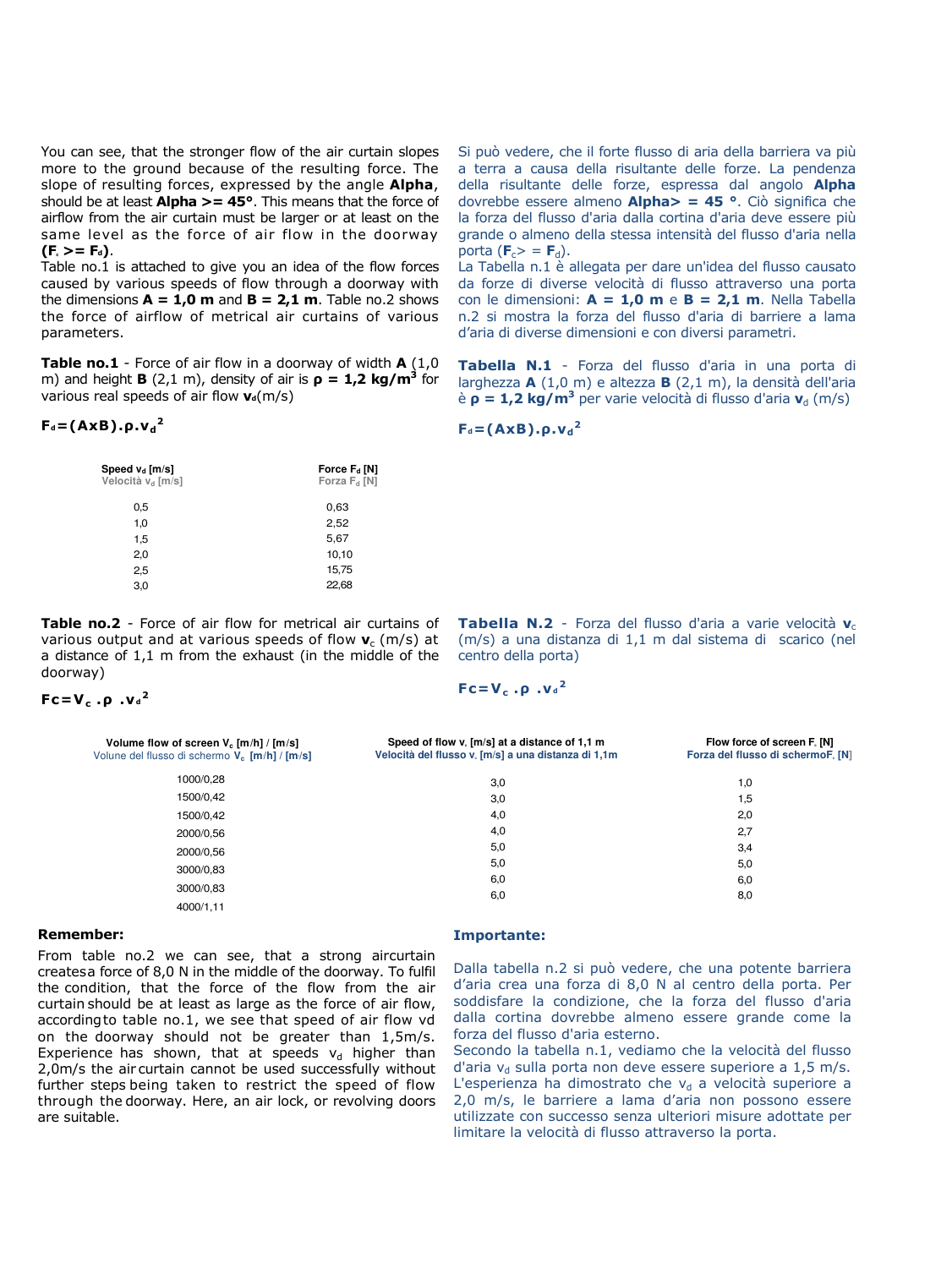You can see, that the stronger flow of the air curtain slopes more to the ground because of the resulting force. The slope of resulting forces, expressed by the angle **Alpha**, should be at least **Alpha >= 45°**. This means that the force of airflow from the air curtain must be larger or at least on the same level as the force of air flow in the doorway **($F_c$ >= $F_d$)**.
Table no.1 is attached to give you an idea of the flow forces caused by various speeds of flow through a doorway with the dimensions **A = 1,0 m** and **B = 2,1 m**. Table no.2 shows the force of airflow of metrical air curtains of various parameters.

Si può vedere, che il forte flusso di aria della barriera va più a terra a causa della risultante delle forze. La pendenza della risultante delle forze, espressa dal angolo **Alpha** dovrebbe essere almeno **Alpha> = 45 °**. Ciò significa che la forza del flusso d'aria dalla cortina d'aria deve essere più grande o almeno della stessa intensità del flusso d'aria nella porta ($F_c$> = $F_d$).
La Tabella n.1 è allegata per dare un'idea del flusso causato da forze di diverse velocità di flusso attraverso una porta con le dimensioni: **A = 1,0 m** e **B = 2,1 m**. Nella Tabella n.2 si mostra la forza del flusso d'aria di barriere a lama d'aria di diverse dimensioni e con diversi parametri.

**Table no.1** - Force of air flow in a doorway of width **A** (1,0 m) and height **B** (2,1 m), density of air is **ρ = 1,2 kg/m³** for various real speeds of air flow $v_d$(m/s)

**Tabella N.1** - Forza del flusso d'aria in una porta di larghezza **A** (1,0 m) e altezza **B** (2,1 m), la densità dell'aria è **ρ = 1,2 kg/m³** per varie velocità di flusso d'aria $v_d$ (m/s)

$$F_d=(A \times B).\rho.v_d^2$$

| Speed $v_d$ [m/s] / Velocità $v_d$ [m/s] | Force $F_d$ [N] / Forza $F_d$ [N] |
|---|---|
| 0,5 | 0,63 |
| 1,0 | 2,52 |
| 1,5 | 5,67 |
| 2,0 | 10,10 |
| 2,5 | 15,75 |
| 3,0 | 22,68 |

**Table no.2** - Force of air flow for metrical air curtains of various output and at various speeds of flow $v_c$ (m/s) at a distance of 1,1 m from the exhaust (in the middle of the doorway)

**Tabella N.2** - Forza del flusso d'aria a varie velocità $v_c$ (m/s) a una distanza di 1,1 m dal sistema di scarico (nel centro della porta)

$$Fc=V_c\ .\rho\ .v_d^2$$

| Volume flow of screen $V_c$ [m/h] / [m/s] / Volume del flusso di schermo $V_c$ [m/h] / [m/s] | Speed of flow $v_c$ [m/s] at a distance of 1,1 m / Velocità del flusso $v_c$ [m/s] a una distanza di 1,1m | Flow force of screen $F_c$ [N] / Forza del flusso di schermo$F_c$ [N] |
|---|---|---|
| 1000/0,28 | 3,0 | 1,0 |
| 1500/0,42 | 3,0 | 1,5 |
| 1500/0,42 | 4,0 | 2,0 |
| 2000/0,56 | 4,0 | 2,7 |
| 2000/0,56 | 5,0 | 3,4 |
| 3000/0,83 | 5,0 | 5,0 |
| 3000/0,83 | 6,0 | 6,0 |
| 4000/1,11 | 6,0 | 8,0 |

**Remember:**

From table no.2 we can see, that a strong aircurtain creates a force of 8,0 N in the middle of the doorway. To fulfil the condition, that the force of the flow from the air curtain should be at least as large as the force of air flow, according to table no.1, we see that speed of air flow vd on the doorway should not be greater than 1,5m/s. Experience has shown, that at speeds $v_d$ higher than 2,0m/s the air curtain cannot be used successfully without further steps being taken to restrict the speed of flow through the doorway. Here, an air lock, or revolving doors are suitable.

**Importante:**

Dalla tabella n.2 si può vedere, che una potente barriera d'aria crea una forza di 8,0 N al centro della porta. Per soddisfare la condizione, che la forza del flusso d'aria dalla cortina dovrebbe almeno essere grande come la forza del flusso d'aria esterno.
Secondo la tabella n.1, vediamo che la velocità del flusso d'aria $v_d$ sulla porta non deve essere superiore a 1,5 m/s. L'esperienza ha dimostrato che $v_d$ a velocità superiore a 2,0 m/s, le barriere a lama d'aria non possono essere utilizzate con successo senza ulteriori misure adottate per limitare la velocità di flusso attraverso la porta.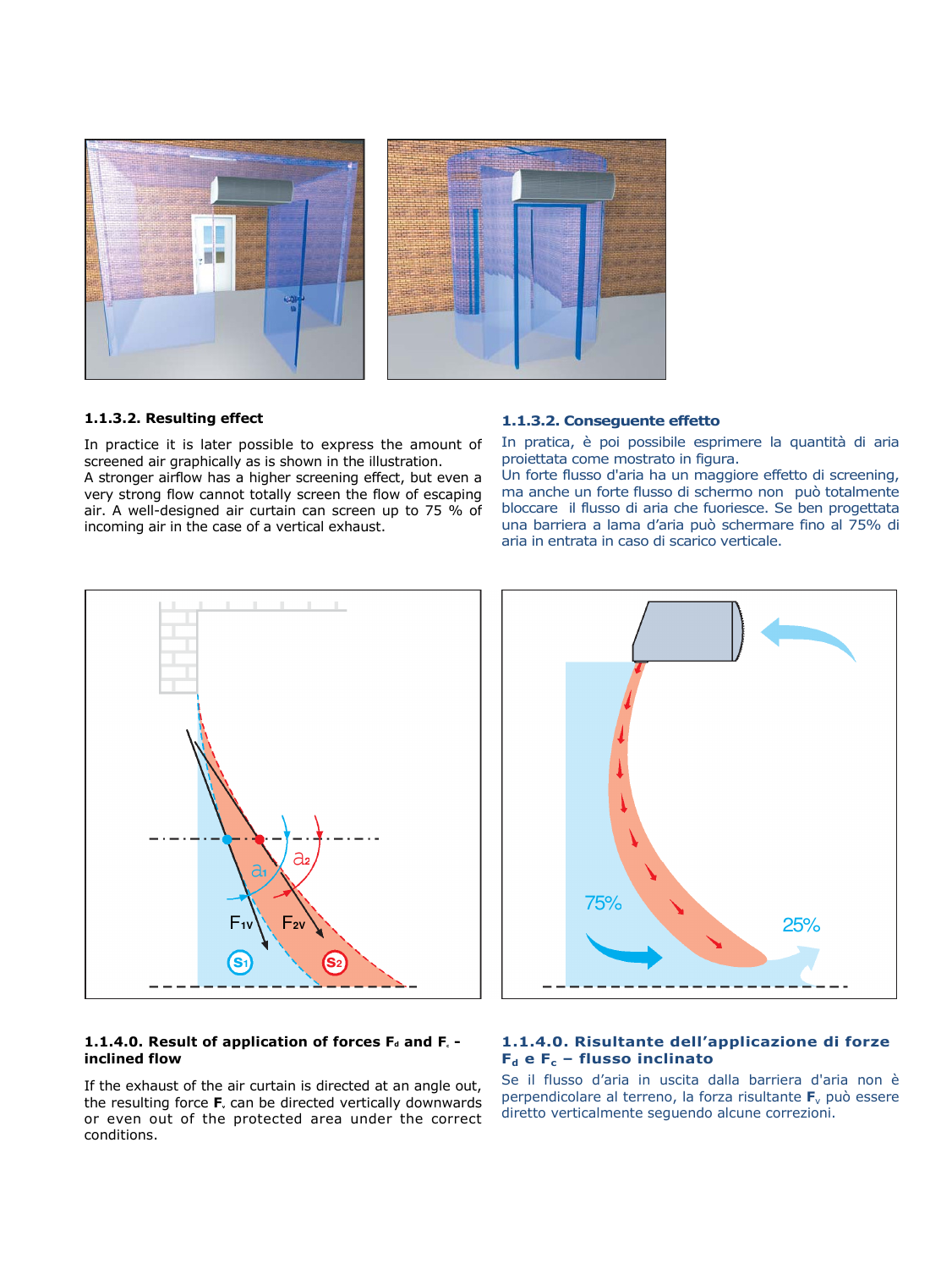### 1.1.3.2. Resulting effect

In practice it is later possible to express the amount of screened air graphically as is shown in the illustration.
A stronger airflow has a higher screening effect, but even a very strong flow cannot totally screen the flow of escaping air. A well-designed air curtain can screen up to 75 % of incoming air in the case of a vertical exhaust.

### 1.1.3.2. Conseguente effetto

In pratica, è poi possibile esprimere la quantità di aria proiettata come mostrato in figura.
Un forte flusso d'aria ha un maggiore effetto di screening, ma anche un forte flusso di schermo non può totalmente bloccare il flusso di aria che fuoriesce. Se ben progettata una barriera a lama d'aria può schermare fino al 75% di aria in entrata in caso di scarico verticale.

### 1.1.4.0. Result of application of forces $F_d$ and $F_c$ - inclined flow

If the exhaust of the air curtain is directed at an angle out, the resulting force $\mathbf{F_v}$ can be directed vertically downwards or even out of the protected area under the correct conditions.

### 1.1.4.0. Risultante dell'applicazione di forze $F_d$ e $F_c$ – flusso inclinato

Se il flusso d'aria in uscita dalla barriera d'aria non è perpendicolare al terreno, la forza risultante $\mathbf{F_v}$ può essere diretto verticalmente seguendo alcune correzioni.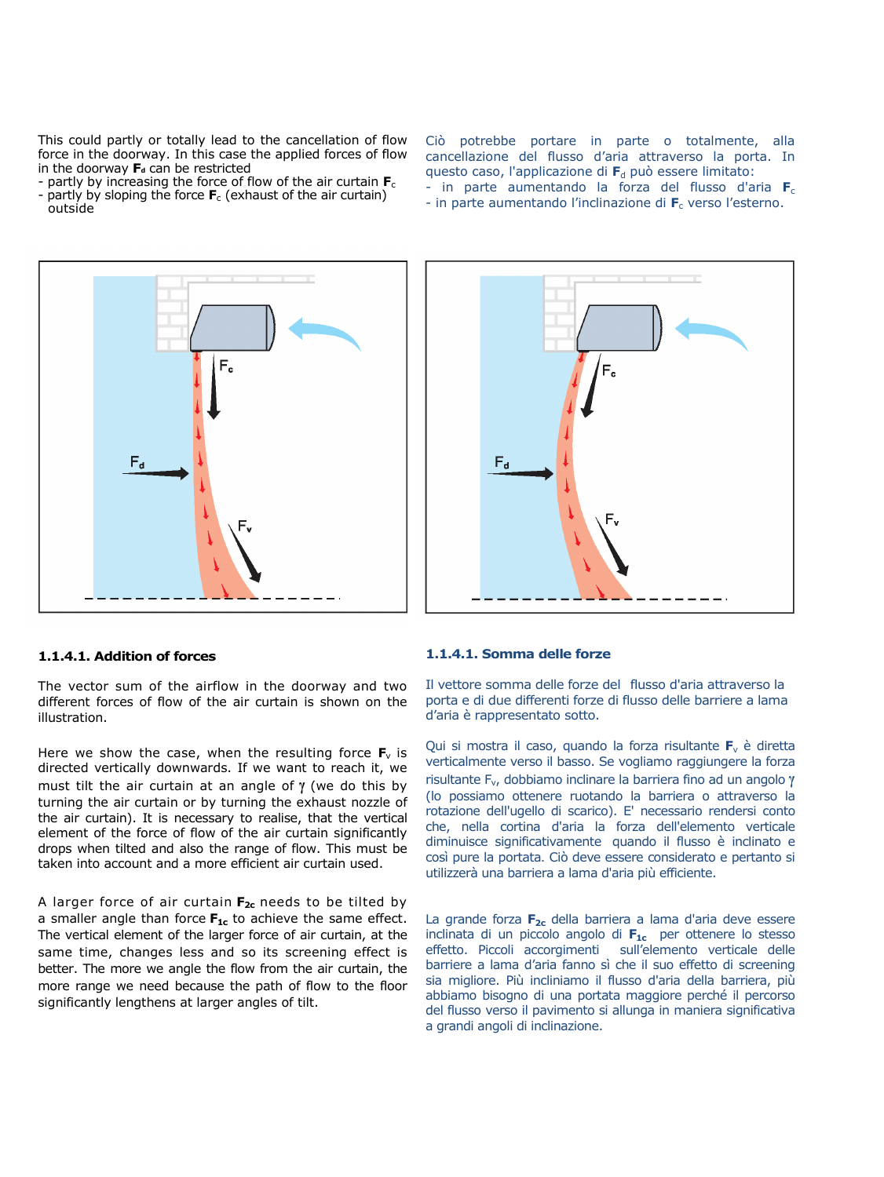This could partly or totally lead to the cancellation of flow force in the doorway. In this case the applied forces of flow in the doorway $\mathbf{F_d}$ can be restricted

- partly by increasing the force of flow of the air curtain $\mathbf{F_c}$
- partly by sloping the force $\mathbf{F_c}$ (exhaust of the air curtain) outside

Ciò potrebbe portare in parte o totalmente, alla cancellazione del flusso d'aria attraverso la porta. In questo caso, l'applicazione di $\mathbf{F_d}$ può essere limitato:

- in parte aumentando la forza del flusso d'aria $\mathbf{F_c}$
- in parte aumentando l'inclinazione di $\mathbf{F_c}$ verso l'esterno.

### 1.1.4.1. Addition of forces

The vector sum of the airflow in the doorway and two different forces of flow of the air curtain is shown on the illustration.

Here we show the case, when the resulting force $\mathbf{F_v}$ is directed vertically downwards. If we want to reach it, we must tilt the air curtain at an angle of $\gamma$ (we do this by turning the air curtain or by turning the exhaust nozzle of the air curtain). It is necessary to realise, that the vertical element of the force of flow of the air curtain significantly drops when tilted and also the range of flow. This must be taken into account and a more efficient air curtain used.

A larger force of air curtain $\mathbf{F_{2c}}$ needs to be tilted by a smaller angle than force $\mathbf{F_{1c}}$ to achieve the same effect. The vertical element of the larger force of air curtain, at the same time, changes less and so its screening effect is better. The more we angle the flow from the air curtain, the more range we need because the path of flow to the floor significantly lengthens at larger angles of tilt.

### 1.1.4.1. Somma delle forze

Il vettore somma delle forze del flusso d'aria attraverso la porta e di due differenti forze di flusso delle barriere a lama d'aria è rappresentato sotto.

Qui si mostra il caso, quando la forza risultante $\mathbf{F_v}$ è diretta verticalmente verso il basso. Se vogliamo raggiungere la forza risultante $F_v$, dobbiamo inclinare la barriera fino ad un angolo $\gamma$ (lo possiamo ottenere ruotando la barriera o attraverso la rotazione dell'ugello di scarico). E' necessario rendersi conto che, nella cortina d'aria la forza dell'elemento verticale diminuisce significativamente quando il flusso è inclinato e così pure la portata. Ciò deve essere considerato e pertanto si utilizzerà una barriera a lama d'aria più efficiente.

La grande forza $\mathbf{F_{2c}}$ della barriera a lama d'aria deve essere inclinata di un piccolo angolo di $\mathbf{F_{1c}}$ per ottenere lo stesso effetto. Piccoli accorgimenti sull'elemento verticale delle barriere a lama d'aria fanno sì che il suo effetto di screening sia migliore. Più incliniamo il flusso d'aria della barriera, più abbiamo bisogno di una portata maggiore perché il percorso del flusso verso il pavimento si allunga in maniera significativa a grandi angoli di inclinazione.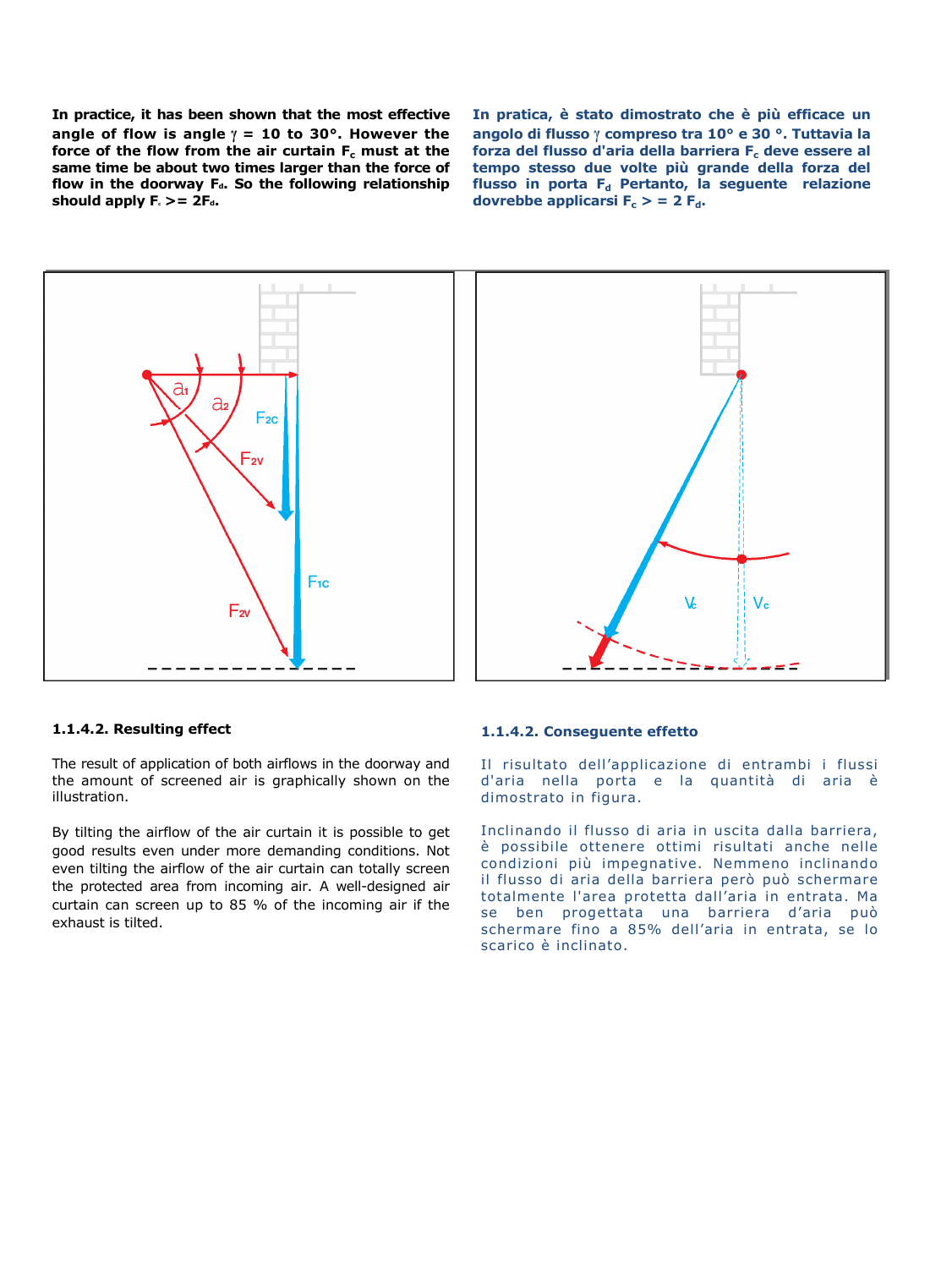**In practice, it has been shown that the most effective angle of flow is angle $\gamma$ = 10 to 30°. However the force of the flow from the air curtain $F_c$ must at the same time be about two times larger than the force of flow in the doorway $F_d$. So the following relationship should apply $F_c >= 2F_d$.**

**In pratica, è stato dimostrato che è più efficace un angolo di flusso $\gamma$ compreso tra 10° e 30 °. Tuttavia la forza del flusso d'aria della barriera $F_c$ deve essere al tempo stesso due volte più grande della forza del flusso in porta $F_d$ Pertanto, la seguente relazione dovrebbe applicarsi $F_c > = 2 F_d$.**

### 1.1.4.2. Resulting effect

The result of application of both airflows in the doorway and the amount of screened air is graphically shown on the illustration.

By tilting the airflow of the air curtain it is possible to get good results even under more demanding conditions. Not even tilting the airflow of the air curtain can totally screen the protected area from incoming air. A well-designed air curtain can screen up to 85 % of the incoming air if the exhaust is tilted.

### 1.1.4.2. Conseguente effetto

Il risultato dell'applicazione di entrambi i flussi d'aria nella porta e la quantità di aria è dimostrato in figura.

Inclinando il flusso di aria in uscita dalla barriera, è possibile ottenere ottimi risultati anche nelle condizioni più impegnative. Nemmeno inclinando il flusso di aria della barriera però può schermare totalmente l'area protetta dall'aria in entrata. Ma se ben progettata una barriera d'aria può schermare fino a 85% dell'aria in entrata, se lo scarico è inclinato.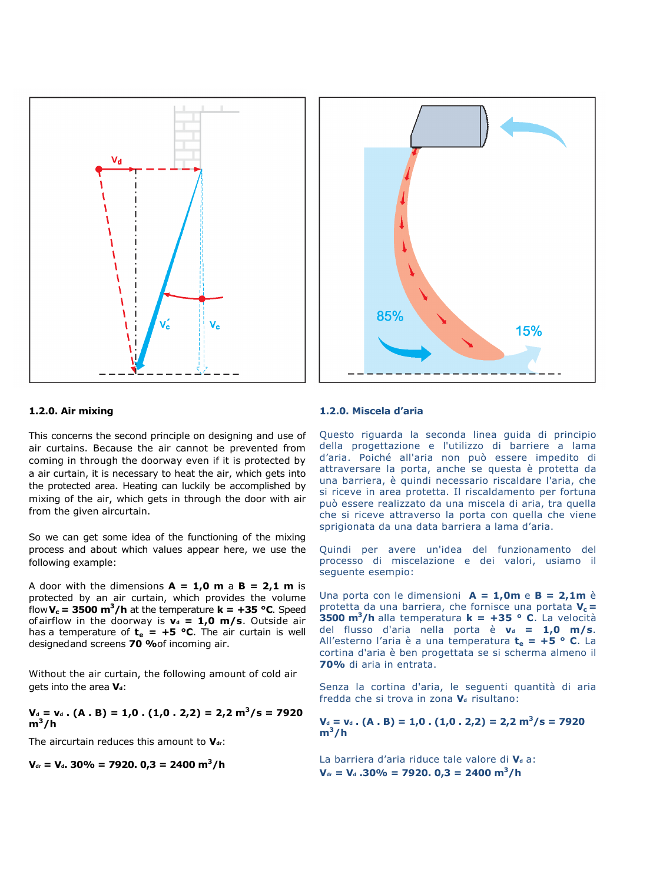### 1.2.0. Air mixing

This concerns the second principle on designing and use of air curtains. Because the air cannot be prevented from coming in through the doorway even if it is protected by a air curtain, it is necessary to heat the air, which gets into the protected area. Heating can luckily be accomplished by mixing of the air, which gets in through the door with air from the given aircurtain.

So we can get some idea of the functioning of the mixing process and about which values appear here, we use the following example:

A door with the dimensions **A = 1,0 m** a **B = 2,1 m** is protected by an air curtain, which provides the volume flow $V_c$ **= 3500 m³/h** at the temperature **k = +35 °C**. Speed of airflow in the doorway is $v_d$ **= 1,0 m/s**. Outside air has a temperature of $t_e$ **= +5 °C**. The air curtain is well designed and screens **70 %** of incoming air.

Without the air curtain, the following amount of cold air gets into the area $V_d$:

$$V_d = v_d \cdot (A \cdot B) = 1{,}0 \cdot (1{,}0 \cdot 2{,}2) = 2{,}2\ m^3/s = 7920\ m^3/h$$

The aircurtain reduces this amount to $V_{dr}$:

$$V_{dr} = V_d \cdot 30\% = 7920 \cdot 0{,}3 = 2400\ m^3/h$$

### 1.2.0. Miscela d'aria

Questo riguarda la seconda linea guida di principio della progettazione e l'utilizzo di barriere a lama d'aria. Poiché all'aria non può essere impedito di attraversare la porta, anche se questa è protetta da una barriera, è quindi necessario riscaldare l'aria, che si riceve in area protetta. Il riscaldamento per fortuna può essere realizzato da una miscela di aria, tra quella che si riceve attraverso la porta con quella che viene sprigionata da una data barriera a lama d'aria.

Quindi per avere un'idea del funzionamento del processo di miscelazione e dei valori, usiamo il seguente esempio:

Una porta con le dimensioni **A = 1,0m** e **B = 2,1m** è protetta da una barriera, che fornisce una portata $V_c$ **= 3500 m³/h** alla temperatura **k = +35 ° C**. La velocità del flusso d'aria nella porta è $v_d$ **= 1,0 m/s**. All'esterno l'aria è a una temperatura $t_e$ **= +5 ° C**. La cortina d'aria è ben progettata se si scherma almeno il **70%** di aria in entrata.

Senza la cortina d'aria, le seguenti quantità di aria fredda che si trova in zona $V_d$ risultano:

$$V_d = v_d \cdot (A \cdot B) = 1{,}0 \cdot (1{,}0 \cdot 2{,}2) = 2{,}2\ m^3/s = 7920\ m^3/h$$

La barriera d'aria riduce tale valore di $V_d$ a:

$$V_{dr} = V_d \cdot 30\% = 7920 \cdot 0{,}3 = 2400\ m^3/h$$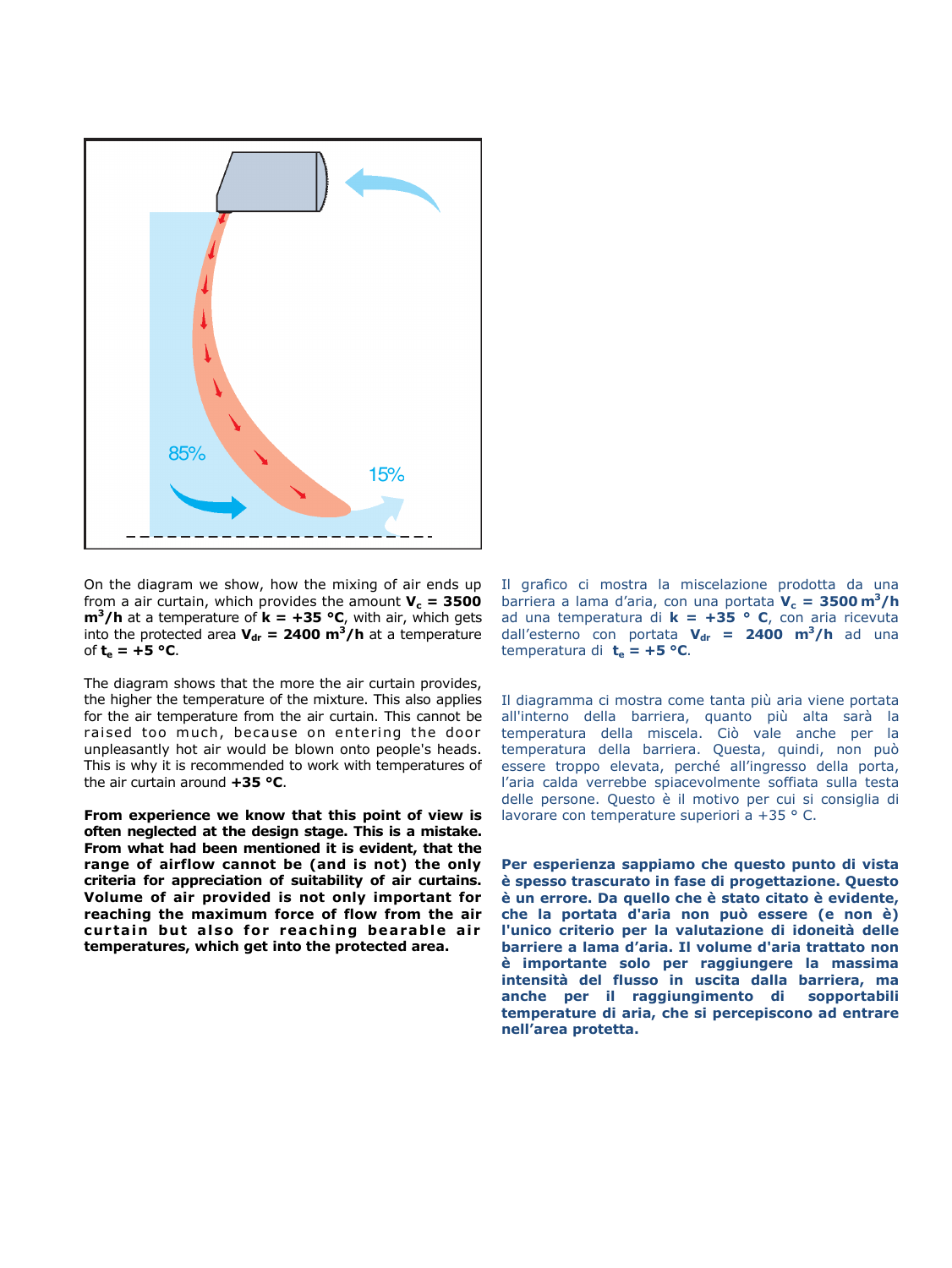On the diagram we show, how the mixing of air ends up from a air curtain, which provides the amount $V_c$ **= 3500 m$^3$/h** at a temperature of **k = +35 °C**, with air, which gets into the protected area $V_{dr}$ **= 2400 m$^3$/h** at a temperature of $t_e$ **= +5 °C**.

The diagram shows that the more the air curtain provides, the higher the temperature of the mixture. This also applies for the air temperature from the air curtain. This cannot be raised too much, because on entering the door unpleasantly hot air would be blown onto people's heads. This is why it is recommended to work with temperatures of the air curtain around **+35 °C**.

**From experience we know that this point of view is often neglected at the design stage. This is a mistake. From what had been mentioned it is evident, that the range of airflow cannot be (and is not) the only criteria for appreciation of suitability of air curtains. Volume of air provided is not only important for reaching the maximum force of flow from the air curtain but also for reaching bearable air temperatures, which get into the protected area.**

Il grafico ci mostra la miscelazione prodotta da una barriera a lama d'aria, con una portata $V_c$ **= 3500 m$^3$/h** ad una temperatura di **k = +35 ° C**, con aria ricevuta dall'esterno con portata $V_{dr}$ **= 2400 m$^3$/h** ad una temperatura di $t_e$ **= +5 °C**.

Il diagramma ci mostra come tanta più aria viene portata all'interno della barriera, quanto più alta sarà la temperatura della miscela. Ciò vale anche per la temperatura della barriera. Questa, quindi, non può essere troppo elevata, perché all'ingresso della porta, l'aria calda verrebbe spiacevolmente soffiata sulla testa delle persone. Questo è il motivo per cui si consiglia di lavorare con temperature superiori a +35 ° C.

**Per esperienza sappiamo che questo punto di vista è spesso trascurato in fase di progettazione. Questo è un errore. Da quello che è stato citato è evidente, che la portata d'aria non può essere (e non è) l'unico criterio per la valutazione di idoneità delle barriere a lama d'aria. Il volume d'aria trattato non è importante solo per raggiungere la massima intensità del flusso in uscita dalla barriera, ma anche per il raggiungimento di sopportabili temperature di aria, che si percepiscono ad entrare nell'area protetta.**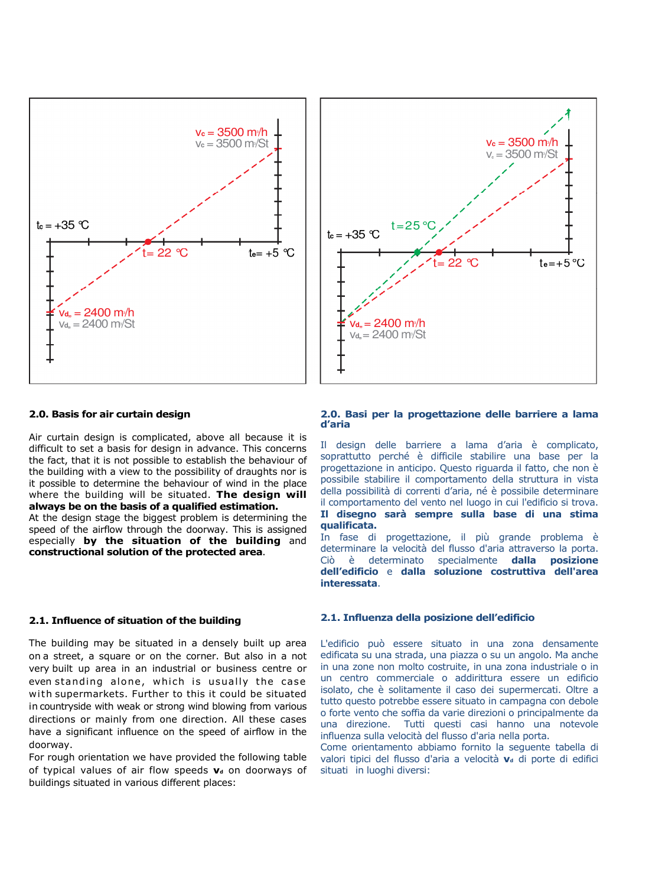## 2.0. Basis for air curtain design

Air curtain design is complicated, above all because it is difficult to set a basis for design in advance. This concerns the fact, that it is not possible to establish the behaviour of the building with a view to the possibility of draughts nor is it possible to determine the behaviour of wind in the place where the building will be situated. **The design will always be on the basis of a qualified estimation.**
At the design stage the biggest problem is determining the speed of the airflow through the doorway. This is assigned especially **by the situation of the building** and **constructional solution of the protected area**.

## 2.0. Basi per la progettazione delle barriere a lama d'aria

Il design delle barriere a lama d'aria è complicato, soprattutto perché è difficile stabilire una base per la progettazione in anticipo. Questo riguarda il fatto, che non è possibile stabilire il comportamento della struttura in vista della possibilità di correnti d'aria, né è possibile determinare il comportamento del vento nel luogo in cui l'edificio si trova. **Il disegno sarà sempre sulla base di una stima qualificata.**
In fase di progettazione, il più grande problema è determinare la velocità del flusso d'aria attraverso la porta. Ciò è determinato specialmente **dalla posizione dell'edificio** e **dalla soluzione costruttiva dell'area interessata**.

## 2.1. Influence of situation of the building

The building may be situated in a densely built up area on a street, a square or on the corner. But also in a not very built up area in an industrial or business centre or even standing alone, which is usually the case with supermarkets. Further to this it could be situated in countryside with weak or strong wind blowing from various directions or mainly from one direction. All these cases have a significant influence on the speed of airflow in the doorway.
For rough orientation we have provided the following table of typical values of air flow speeds $\mathbf{v_d}$ on doorways of buildings situated in various different places:

## 2.1. Influenza della posizione dell'edificio

L'edificio può essere situato in una zona densamente edificata su una strada, una piazza o su un angolo. Ma anche in una zone non molto costruite, in una zona industriale o in un centro commerciale o addirittura essere un edificio isolato, che è solitamente il caso dei supermercati. Oltre a tutto questo potrebbe essere situato in campagna con debole o forte vento che soffia da varie direzioni o principalmente da una direzione. Tutti questi casi hanno una notevole influenza sulla velocità del flusso d'aria nella porta.
Come orientamento abbiamo fornito la seguente tabella di valori tipici del flusso d'aria a velocità $\mathbf{v_d}$ di porte di edifici situati in luoghi diversi: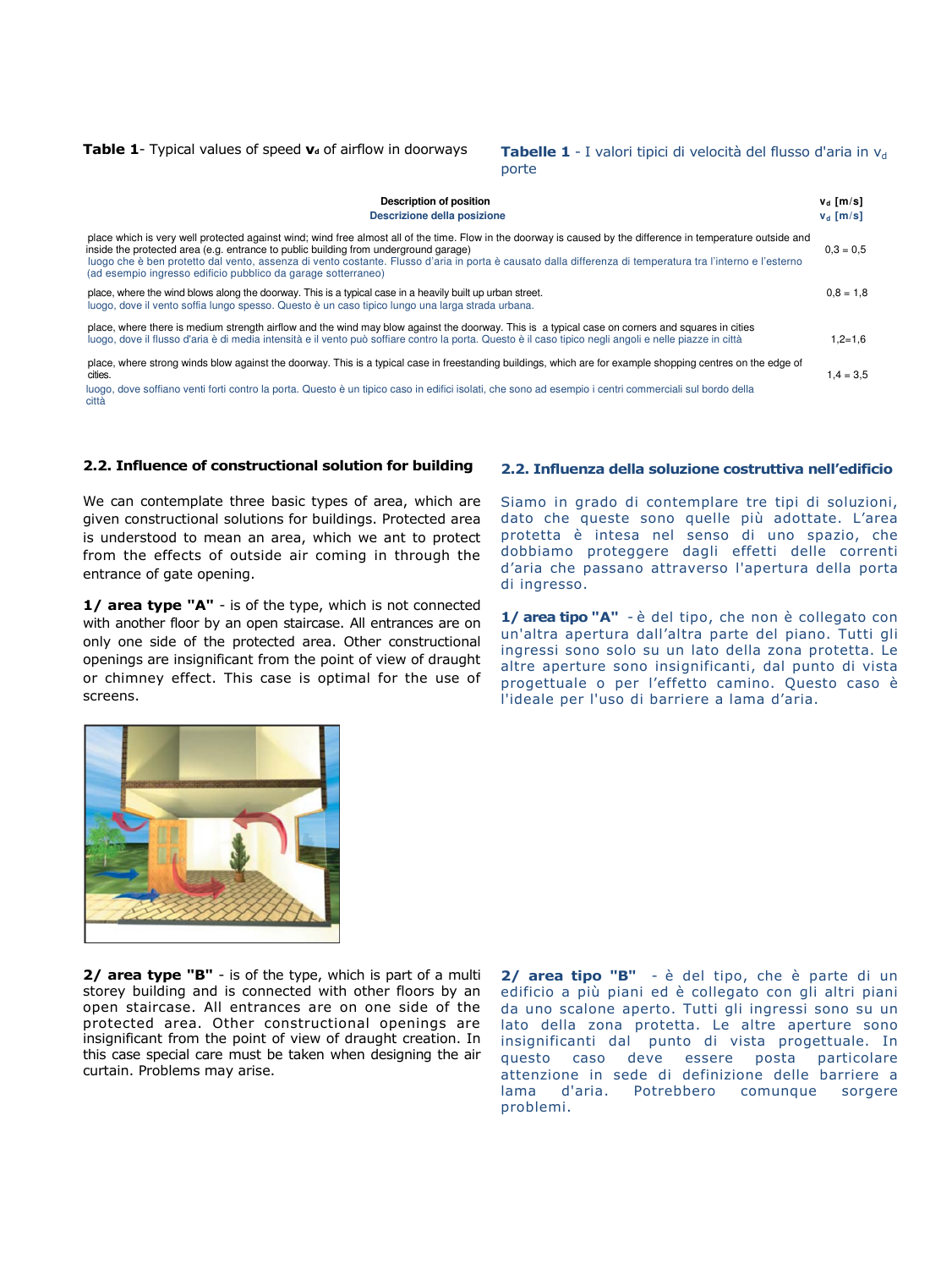**Table 1**- Typical values of speed $v_d$ of airflow in doorways

**Tabelle 1** - I valori tipici di velocità del flusso d'aria in $v_d$ porte

| Description of position<br>Descrizione della posizione | $v_d$ [m/s]<br>$v_d$ [m/s] |
|---|---|
| place which is very well protected against wind; wind free almost all of the time. Flow in the doorway is caused by the difference in temperature outside and inside the protected area (e.g. entrance to public building from underground garage)<br>luogo che è ben protetto dal vento, assenza di vento costante. Flusso d'aria in porta è causato dalla differenza di temperatura tra l'interno e l'esterno (ad esempio ingresso edificio pubblico da garage sotterraneo) | 0,3 = 0,5 |
| place, where the wind blows along the doorway. This is a typical case in a heavily built up urban street.<br>luogo, dove il vento soffia lungo spesso. Questo è un caso tipico lungo una larga strada urbana. | 0,8 = 1,8 |
| place, where there is medium strength airflow and the wind may blow against the doorway. This is a typical case on corners and squares in cities<br>luogo, dove il flusso d'aria è di media intensità e il vento può soffiare contro la porta. Questo è il caso tipico negli angoli e nelle piazze in città | 1,2=1,6 |
| place, where strong winds blow against the doorway. This is a typical case in freestanding buildings, which are for example shopping centres on the edge of cities.<br>luogo, dove soffiano venti forti contro la porta. Questo è un tipico caso in edifici isolati, che sono ad esempio i centri commerciali sul bordo della città | 1,4 = 3,5 |

## 2.2. Influence of constructional solution for building

We can contemplate three basic types of area, which are given constructional solutions for buildings. Protected area is understood to mean an area, which we ant to protect from the effects of outside air coming in through the entrance of gate opening.

**1/ area type "A"** - is of the type, which is not connected with another floor by an open staircase. All entrances are on only one side of the protected area. Other constructional openings are insignificant from the point of view of draught or chimney effect. This case is optimal for the use of screens.

**2/ area type "B"** - is of the type, which is part of a multi storey building and is connected with other floors by an open staircase. All entrances are on one side of the protected area. Other constructional openings are insignificant from the point of view of draught creation. In this case special care must be taken when designing the air curtain. Problems may arise.

## 2.2. Influenza della soluzione costruttiva nell'edificio

Siamo in grado di contemplare tre tipi di soluzioni, dato che queste sono quelle più adottate. L'area protetta è intesa nel senso di uno spazio, che dobbiamo proteggere dagli effetti delle correnti d'aria che passano attraverso l'apertura della porta di ingresso.

**1/ area tipo "A"** - è del tipo, che non è collegato con un'altra apertura dall'altra parte del piano. Tutti gli ingressi sono solo su un lato della zona protetta. Le altre aperture sono insignificanti, dal punto di vista progettuale o per l'effetto camino. Questo caso è l'ideale per l'uso di barriere a lama d'aria.

**2/ area tipo "B"** - è del tipo, che è parte di un edificio a più piani ed è collegato con gli altri piani da uno scalone aperto. Tutti gli ingressi sono su un lato della zona protetta. Le altre aperture sono insignificanti dal punto di vista progettuale. In questo caso deve essere posta particolare attenzione in sede di definizione delle barriere a lama d'aria. Potrebbero comunque sorgere problemi.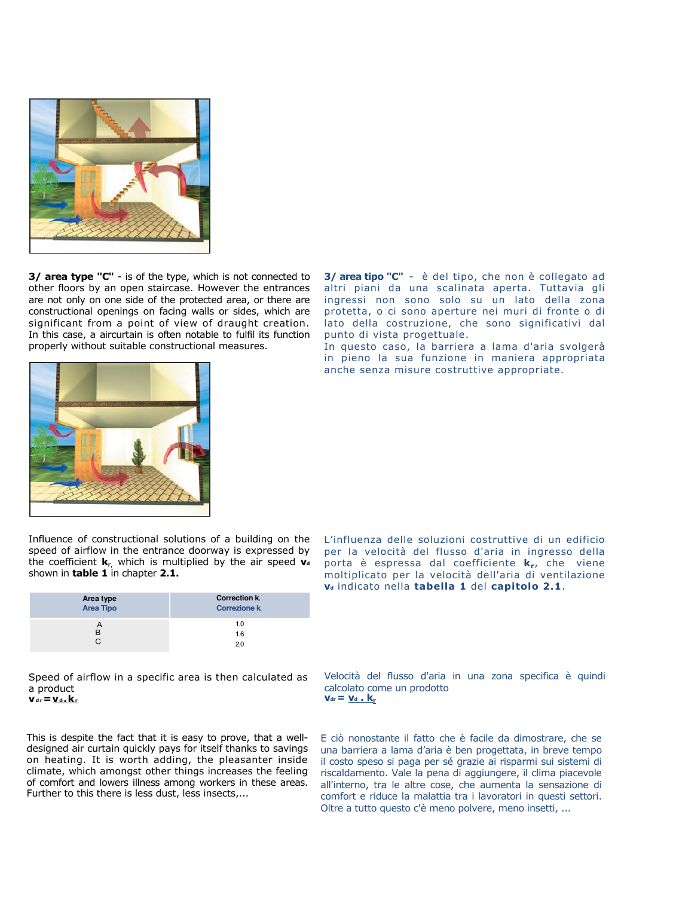**3/ area type "C"** - is of the type, which is not connected to other floors by an open staircase. However the entrances are not only on one side of the protected area, or there are constructional openings on facing walls or sides, which are significant from a point of view of draught creation. In this case, a aircurtain is often notable to fulfil its function properly without suitable constructional measures.

**3/ area tipo "C"** - è del tipo, che non è collegato ad altri piani da una scalinata aperta. Tuttavia gli ingressi non sono solo su un lato della zona protetta, o ci sono aperture nei muri di fronte o di lato della costruzione, che sono significativi dal punto di vista progettuale.
In questo caso, la barriera a lama d'aria svolgerà in pieno la sua funzione in maniera appropriata anche senza misure costruttive appropriate.

Influence of constructional solutions of a building on the speed of airflow in the entrance doorway is expressed by the coefficient $\mathbf{k_r}$, which is multiplied by the air speed $\mathbf{v_d}$ shown in **table 1** in chapter **2.1.**

L'influenza delle soluzioni costruttive di un edificio per la velocità del flusso d'aria in ingresso della porta è espressa dal coefficiente $\mathbf{k_r}$, che viene moltiplicato per la velocità dell'aria di ventilazione $\mathbf{v_d}$ indicato nella **tabella 1** del **capitolo 2.1**.

| Area type / Area Tipo | Correction $k_r$ / Correzione $k_r$ |
|---|---|
| A | 1,0 |
| B | 1,6 |
| C | 2,0 |

Speed of airflow in a specific area is then calculated as a product
$\mathbf{v_{dr} = v_d . k_r}$

Velocità del flusso d'aria in una zona specifica è quindi calcolato come un prodotto
$\mathbf{v_{dr} = v_d . k_r}$

This is despite the fact that it is easy to prove, that a well-designed air curtain quickly pays for itself thanks to savings on heating. It is worth adding, the pleasanter inside climate, which amongst other things increases the feeling of comfort and lowers illness among workers in these areas. Further to this there is less dust, less insects,...

E ciò nonostante il fatto che è facile da dimostrare, che se una barriera a lama d'aria è ben progettata, in breve tempo il costo speso si paga per sé grazie ai risparmi sui sistemi di riscaldamento. Vale la pena di aggiungere, il clima piacevole all'interno, tra le altre cose, che aumenta la sensazione di comfort e riduce la malattia tra i lavoratori in questi settori. Oltre a tutto questo c'è meno polvere, meno insetti, ...